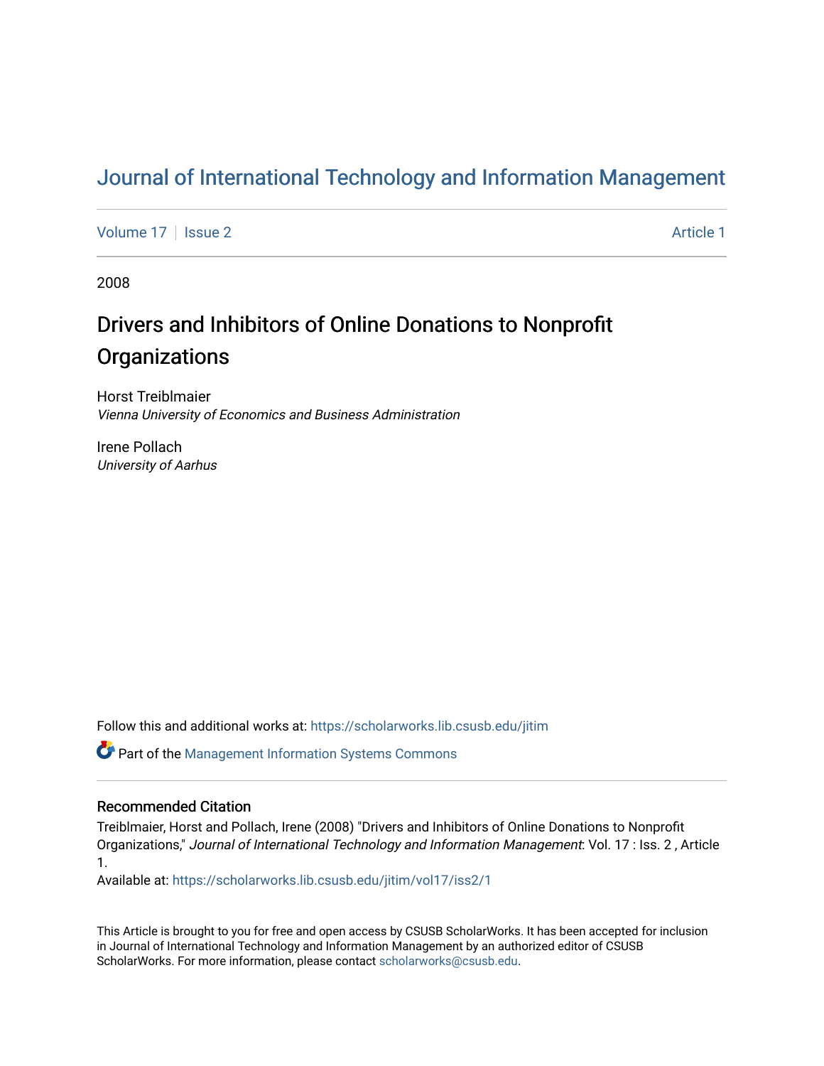# Journal of International Technology and Information Management

Volume 17 | Issue 2 Article 1

2008

## Drivers and Inhibitors of Online Donations to Nonprofit Organizations

Horst Treiblmaier
*Vienna University of Economics and Business Administration*

Irene Pollach
*University of Aarhus*

Follow this and additional works at: https://scholarworks.lib.csusb.edu/jitim

Part of the Management Information Systems Commons

### Recommended Citation

Treiblmaier, Horst and Pollach, Irene (2008) "Drivers and Inhibitors of Online Donations to Nonprofit Organizations," *Journal of International Technology and Information Management*: Vol. 17 : Iss. 2 , Article 1.

Available at: https://scholarworks.lib.csusb.edu/jitim/vol17/iss2/1

This Article is brought to you for free and open access by CSUSB ScholarWorks. It has been accepted for inclusion in Journal of International Technology and Information Management by an authorized editor of CSUSB ScholarWorks. For more information, please contact scholarworks@csusb.edu.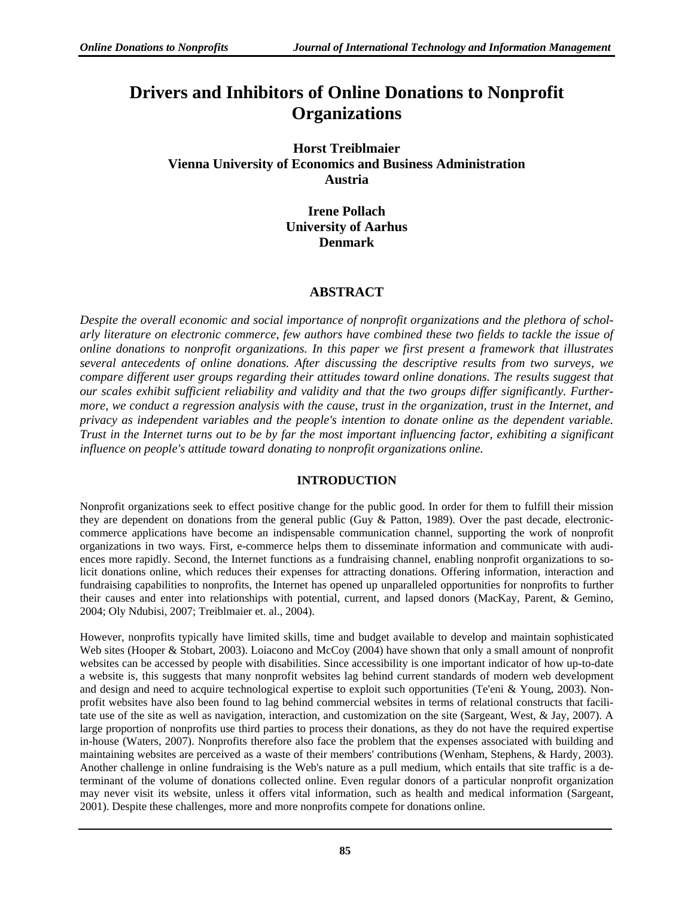# Drivers and Inhibitors of Online Donations to Nonprofit Organizations

**Horst Treiblmaier**
**Vienna University of Economics and Business Administration**
**Austria**

**Irene Pollach**
**University of Aarhus**
**Denmark**

## ABSTRACT

*Despite the overall economic and social importance of nonprofit organizations and the plethora of scholarly literature on electronic commerce, few authors have combined these two fields to tackle the issue of online donations to nonprofit organizations. In this paper we first present a framework that illustrates several antecedents of online donations. After discussing the descriptive results from two surveys, we compare different user groups regarding their attitudes toward online donations. The results suggest that our scales exhibit sufficient reliability and validity and that the two groups differ significantly. Furthermore, we conduct a regression analysis with the cause, trust in the organization, trust in the Internet, and privacy as independent variables and the people's intention to donate online as the dependent variable. Trust in the Internet turns out to be by far the most important influencing factor, exhibiting a significant influence on people's attitude toward donating to nonprofit organizations online.*

## INTRODUCTION

Nonprofit organizations seek to effect positive change for the public good. In order for them to fulfill their mission they are dependent on donations from the general public (Guy & Patton, 1989). Over the past decade, electronic-commerce applications have become an indispensable communication channel, supporting the work of nonprofit organizations in two ways. First, e-commerce helps them to disseminate information and communicate with audiences more rapidly. Second, the Internet functions as a fundraising channel, enabling nonprofit organizations to solicit donations online, which reduces their expenses for attracting donations. Offering information, interaction and fundraising capabilities to nonprofits, the Internet has opened up unparalleled opportunities for nonprofits to further their causes and enter into relationships with potential, current, and lapsed donors (MacKay, Parent, & Gemino, 2004; Oly Ndubisi, 2007; Treiblmaier et. al., 2004).

However, nonprofits typically have limited skills, time and budget available to develop and maintain sophisticated Web sites (Hooper & Stobart, 2003). Loiacono and McCoy (2004) have shown that only a small amount of nonprofit websites can be accessed by people with disabilities. Since accessibility is one important indicator of how up-to-date a website is, this suggests that many nonprofit websites lag behind current standards of modern web development and design and need to acquire technological expertise to exploit such opportunities (Te'eni & Young, 2003). Nonprofit websites have also been found to lag behind commercial websites in terms of relational constructs that facilitate use of the site as well as navigation, interaction, and customization on the site (Sargeant, West, & Jay, 2007). A large proportion of nonprofits use third parties to process their donations, as they do not have the required expertise in-house (Waters, 2007). Nonprofits therefore also face the problem that the expenses associated with building and maintaining websites are perceived as a waste of their members' contributions (Wenham, Stephens, & Hardy, 2003). Another challenge in online fundraising is the Web's nature as a pull medium, which entails that site traffic is a determinant of the volume of donations collected online. Even regular donors of a particular nonprofit organization may never visit its website, unless it offers vital information, such as health and medical information (Sargeant, 2001). Despite these challenges, more and more nonprofits compete for donations online.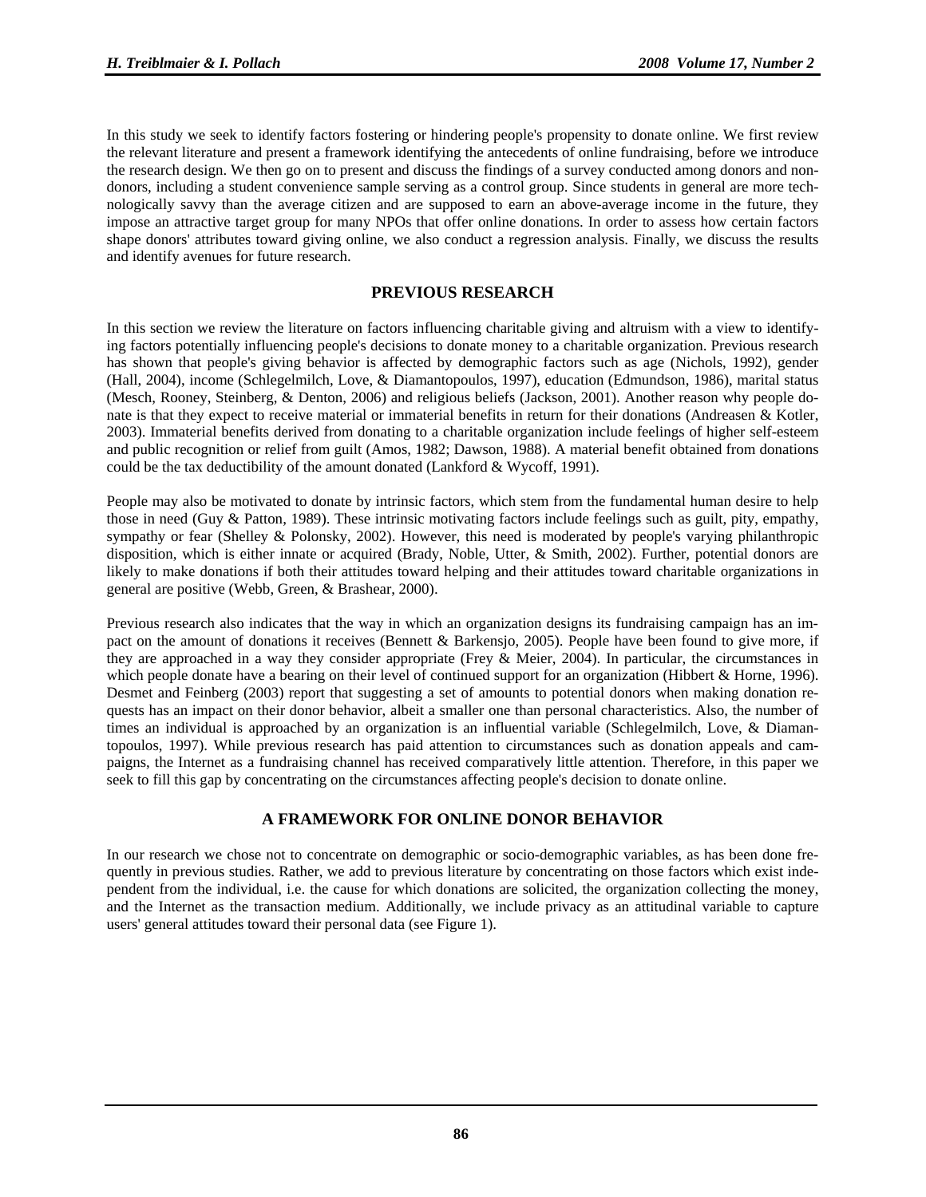In this study we seek to identify factors fostering or hindering people's propensity to donate online. We first review the relevant literature and present a framework identifying the antecedents of online fundraising, before we introduce the research design. We then go on to present and discuss the findings of a survey conducted among donors and non-donors, including a student convenience sample serving as a control group. Since students in general are more technologically savvy than the average citizen and are supposed to earn an above-average income in the future, they impose an attractive target group for many NPOs that offer online donations. In order to assess how certain factors shape donors' attributes toward giving online, we also conduct a regression analysis. Finally, we discuss the results and identify avenues for future research.

## PREVIOUS RESEARCH

In this section we review the literature on factors influencing charitable giving and altruism with a view to identifying factors potentially influencing people's decisions to donate money to a charitable organization. Previous research has shown that people's giving behavior is affected by demographic factors such as age (Nichols, 1992), gender (Hall, 2004), income (Schlegelmilch, Love, & Diamantopoulos, 1997), education (Edmundson, 1986), marital status (Mesch, Rooney, Steinberg, & Denton, 2006) and religious beliefs (Jackson, 2001). Another reason why people donate is that they expect to receive material or immaterial benefits in return for their donations (Andreasen & Kotler, 2003). Immaterial benefits derived from donating to a charitable organization include feelings of higher self-esteem and public recognition or relief from guilt (Amos, 1982; Dawson, 1988). A material benefit obtained from donations could be the tax deductibility of the amount donated (Lankford & Wycoff, 1991).

People may also be motivated to donate by intrinsic factors, which stem from the fundamental human desire to help those in need (Guy & Patton, 1989). These intrinsic motivating factors include feelings such as guilt, pity, empathy, sympathy or fear (Shelley & Polonsky, 2002). However, this need is moderated by people's varying philanthropic disposition, which is either innate or acquired (Brady, Noble, Utter, & Smith, 2002). Further, potential donors are likely to make donations if both their attitudes toward helping and their attitudes toward charitable organizations in general are positive (Webb, Green, & Brashear, 2000).

Previous research also indicates that the way in which an organization designs its fundraising campaign has an impact on the amount of donations it receives (Bennett & Barkensjo, 2005). People have been found to give more, if they are approached in a way they consider appropriate (Frey & Meier, 2004). In particular, the circumstances in which people donate have a bearing on their level of continued support for an organization (Hibbert & Horne, 1996). Desmet and Feinberg (2003) report that suggesting a set of amounts to potential donors when making donation requests has an impact on their donor behavior, albeit a smaller one than personal characteristics. Also, the number of times an individual is approached by an organization is an influential variable (Schlegelmilch, Love, & Diamantopoulos, 1997). While previous research has paid attention to circumstances such as donation appeals and campaigns, the Internet as a fundraising channel has received comparatively little attention. Therefore, in this paper we seek to fill this gap by concentrating on the circumstances affecting people's decision to donate online.

## A FRAMEWORK FOR ONLINE DONOR BEHAVIOR

In our research we chose not to concentrate on demographic or socio-demographic variables, as has been done frequently in previous studies. Rather, we add to previous literature by concentrating on those factors which exist independent from the individual, i.e. the cause for which donations are solicited, the organization collecting the money, and the Internet as the transaction medium. Additionally, we include privacy as an attitudinal variable to capture users' general attitudes toward their personal data (see Figure 1).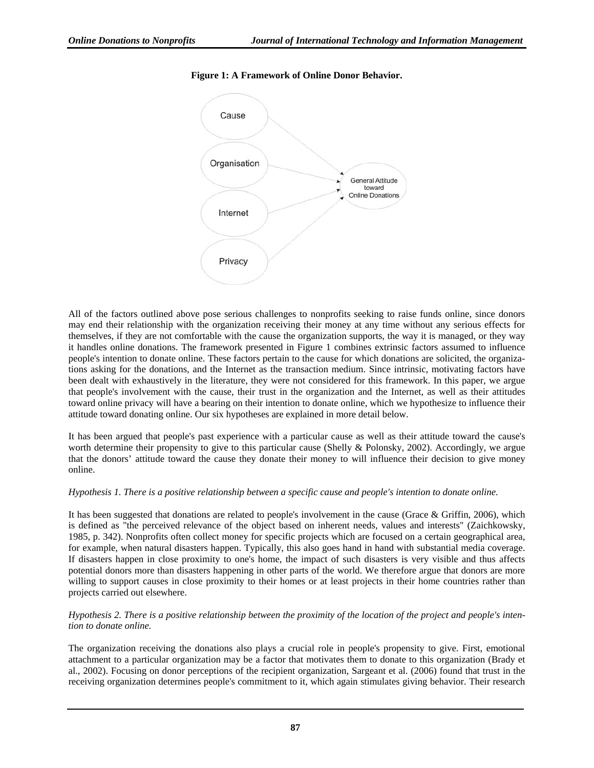**Figure 1: A Framework of Online Donor Behavior.**

Cause

Organisation

Internet

Privacy

General Attitude toward Online Donations

All of the factors outlined above pose serious challenges to nonprofits seeking to raise funds online, since donors may end their relationship with the organization receiving their money at any time without any serious effects for themselves, if they are not comfortable with the cause the organization supports, the way it is managed, or they way it handles online donations. The framework presented in Figure 1 combines extrinsic factors assumed to influence people's intention to donate online. These factors pertain to the cause for which donations are solicited, the organizations asking for the donations, and the Internet as the transaction medium. Since intrinsic, motivating factors have been dealt with exhaustively in the literature, they were not considered for this framework. In this paper, we argue that people's involvement with the cause, their trust in the organization and the Internet, as well as their attitudes toward online privacy will have a bearing on their intention to donate online, which we hypothesize to influence their attitude toward donating online. Our six hypotheses are explained in more detail below.

It has been argued that people's past experience with a particular cause as well as their attitude toward the cause's worth determine their propensity to give to this particular cause (Shelly & Polonsky, 2002). Accordingly, we argue that the donors' attitude toward the cause they donate their money to will influence their decision to give money online.

*Hypothesis 1. There is a positive relationship between a specific cause and people's intention to donate online.*

It has been suggested that donations are related to people's involvement in the cause (Grace & Griffin, 2006), which is defined as "the perceived relevance of the object based on inherent needs, values and interests" (Zaichkowsky, 1985, p. 342). Nonprofits often collect money for specific projects which are focused on a certain geographical area, for example, when natural disasters happen. Typically, this also goes hand in hand with substantial media coverage. If disasters happen in close proximity to one's home, the impact of such disasters is very visible and thus affects potential donors more than disasters happening in other parts of the world. We therefore argue that donors are more willing to support causes in close proximity to their homes or at least projects in their home countries rather than projects carried out elsewhere.

*Hypothesis 2. There is a positive relationship between the proximity of the location of the project and people's intention to donate online.*

The organization receiving the donations also plays a crucial role in people's propensity to give. First, emotional attachment to a particular organization may be a factor that motivates them to donate to this organization (Brady et al., 2002). Focusing on donor perceptions of the recipient organization, Sargeant et al. (2006) found that trust in the receiving organization determines people's commitment to it, which again stimulates giving behavior. Their research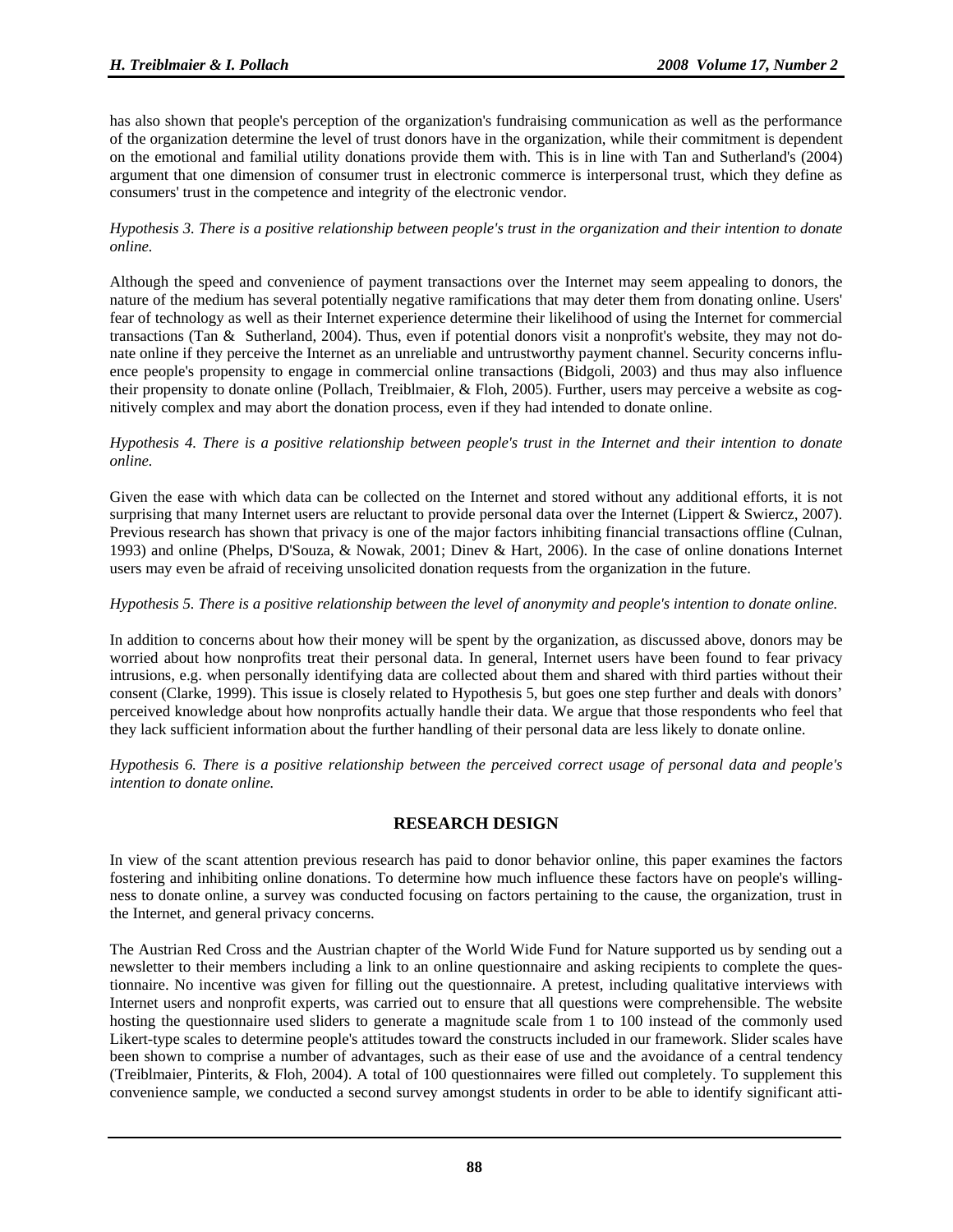has also shown that people's perception of the organization's fundraising communication as well as the performance of the organization determine the level of trust donors have in the organization, while their commitment is dependent on the emotional and familial utility donations provide them with. This is in line with Tan and Sutherland's (2004) argument that one dimension of consumer trust in electronic commerce is interpersonal trust, which they define as consumers' trust in the competence and integrity of the electronic vendor.

*Hypothesis 3. There is a positive relationship between people's trust in the organization and their intention to donate online.*

Although the speed and convenience of payment transactions over the Internet may seem appealing to donors, the nature of the medium has several potentially negative ramifications that may deter them from donating online. Users' fear of technology as well as their Internet experience determine their likelihood of using the Internet for commercial transactions (Tan & Sutherland, 2004). Thus, even if potential donors visit a nonprofit's website, they may not donate online if they perceive the Internet as an unreliable and untrustworthy payment channel. Security concerns influence people's propensity to engage in commercial online transactions (Bidgoli, 2003) and thus may also influence their propensity to donate online (Pollach, Treiblmaier, & Floh, 2005). Further, users may perceive a website as cognitively complex and may abort the donation process, even if they had intended to donate online.

*Hypothesis 4. There is a positive relationship between people's trust in the Internet and their intention to donate online.*

Given the ease with which data can be collected on the Internet and stored without any additional efforts, it is not surprising that many Internet users are reluctant to provide personal data over the Internet (Lippert & Swiercz, 2007). Previous research has shown that privacy is one of the major factors inhibiting financial transactions offline (Culnan, 1993) and online (Phelps, D'Souza, & Nowak, 2001; Dinev & Hart, 2006). In the case of online donations Internet users may even be afraid of receiving unsolicited donation requests from the organization in the future.

*Hypothesis 5. There is a positive relationship between the level of anonymity and people's intention to donate online.*

In addition to concerns about how their money will be spent by the organization, as discussed above, donors may be worried about how nonprofits treat their personal data. In general, Internet users have been found to fear privacy intrusions, e.g. when personally identifying data are collected about them and shared with third parties without their consent (Clarke, 1999). This issue is closely related to Hypothesis 5, but goes one step further and deals with donors' perceived knowledge about how nonprofits actually handle their data. We argue that those respondents who feel that they lack sufficient information about the further handling of their personal data are less likely to donate online.

*Hypothesis 6. There is a positive relationship between the perceived correct usage of personal data and people's intention to donate online.*

## RESEARCH DESIGN

In view of the scant attention previous research has paid to donor behavior online, this paper examines the factors fostering and inhibiting online donations. To determine how much influence these factors have on people's willingness to donate online, a survey was conducted focusing on factors pertaining to the cause, the organization, trust in the Internet, and general privacy concerns.

The Austrian Red Cross and the Austrian chapter of the World Wide Fund for Nature supported us by sending out a newsletter to their members including a link to an online questionnaire and asking recipients to complete the questionnaire. No incentive was given for filling out the questionnaire. A pretest, including qualitative interviews with Internet users and nonprofit experts, was carried out to ensure that all questions were comprehensible. The website hosting the questionnaire used sliders to generate a magnitude scale from 1 to 100 instead of the commonly used Likert-type scales to determine people's attitudes toward the constructs included in our framework. Slider scales have been shown to comprise a number of advantages, such as their ease of use and the avoidance of a central tendency (Treiblmaier, Pinterits, & Floh, 2004). A total of 100 questionnaires were filled out completely. To supplement this convenience sample, we conducted a second survey amongst students in order to be able to identify significant atti-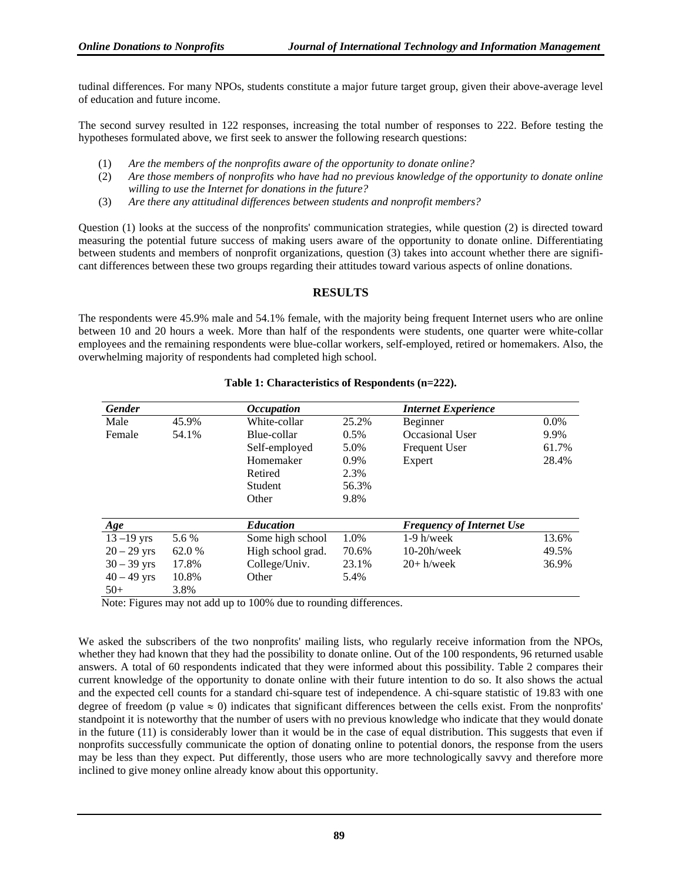tudinal differences. For many NPOs, students constitute a major future target group, given their above-average level of education and future income.

The second survey resulted in 122 responses, increasing the total number of responses to 222. Before testing the hypotheses formulated above, we first seek to answer the following research questions:

(1) *Are the members of the nonprofits aware of the opportunity to donate online?*
(2) *Are those members of nonprofits who have had no previous knowledge of the opportunity to donate online willing to use the Internet for donations in the future?*
(3) *Are there any attitudinal differences between students and nonprofit members?*

Question (1) looks at the success of the nonprofits' communication strategies, while question (2) is directed toward measuring the potential future success of making users aware of the opportunity to donate online. Differentiating between students and members of nonprofit organizations, question (3) takes into account whether there are significant differences between these two groups regarding their attitudes toward various aspects of online donations.

## RESULTS

The respondents were 45.9% male and 54.1% female, with the majority being frequent Internet users who are online between 10 and 20 hours a week. More than half of the respondents were students, one quarter were white-collar employees and the remaining respondents were blue-collar workers, self-employed, retired or homemakers. Also, the overwhelming majority of respondents had completed high school.

**Table 1: Characteristics of Respondents (n=222).**

| ***Gender*** | | ***Occupation*** | | ***Internet Experience*** | |
|---|---|---|---|---|---|
| Male | 45.9% | White-collar | 25.2% | Beginner | 0.0% |
| Female | 54.1% | Blue-collar | 0.5% | Occasional User | 9.9% |
| | | Self-employed | 5.0% | Frequent User | 61.7% |
| | | Homemaker | 0.9% | Expert | 28.4% |
| | | Retired | 2.3% | | |
| | | Student | 56.3% | | |
| | | Other | 9.8% | | |
| ***Age*** | | ***Education*** | | ***Frequency of Internet Use*** | |
| 13 –19 yrs | 5.6 % | Some high school | 1.0% | 1-9 h/week | 13.6% |
| 20 – 29 yrs | 62.0 % | High school grad. | 70.6% | 10-20h/week | 49.5% |
| 30 – 39 yrs | 17.8% | College/Univ. | 23.1% | 20+ h/week | 36.9% |
| 40 – 49 yrs | 10.8% | Other | 5.4% | | |
| 50+ | 3.8% | | | | |

Note: Figures may not add up to 100% due to rounding differences.

We asked the subscribers of the two nonprofits' mailing lists, who regularly receive information from the NPOs, whether they had known that they had the possibility to donate online. Out of the 100 respondents, 96 returned usable answers. A total of 60 respondents indicated that they were informed about this possibility. Table 2 compares their current knowledge of the opportunity to donate online with their future intention to do so. It also shows the actual and the expected cell counts for a standard chi-square test of independence. A chi-square statistic of 19.83 with one degree of freedom (p value $\approx$ 0) indicates that significant differences between the cells exist. From the nonprofits' standpoint it is noteworthy that the number of users with no previous knowledge who indicate that they would donate in the future (11) is considerably lower than it would be in the case of equal distribution. This suggests that even if nonprofits successfully communicate the option of donating online to potential donors, the response from the users may be less than they expect. Put differently, those users who are more technologically savvy and therefore more inclined to give money online already know about this opportunity.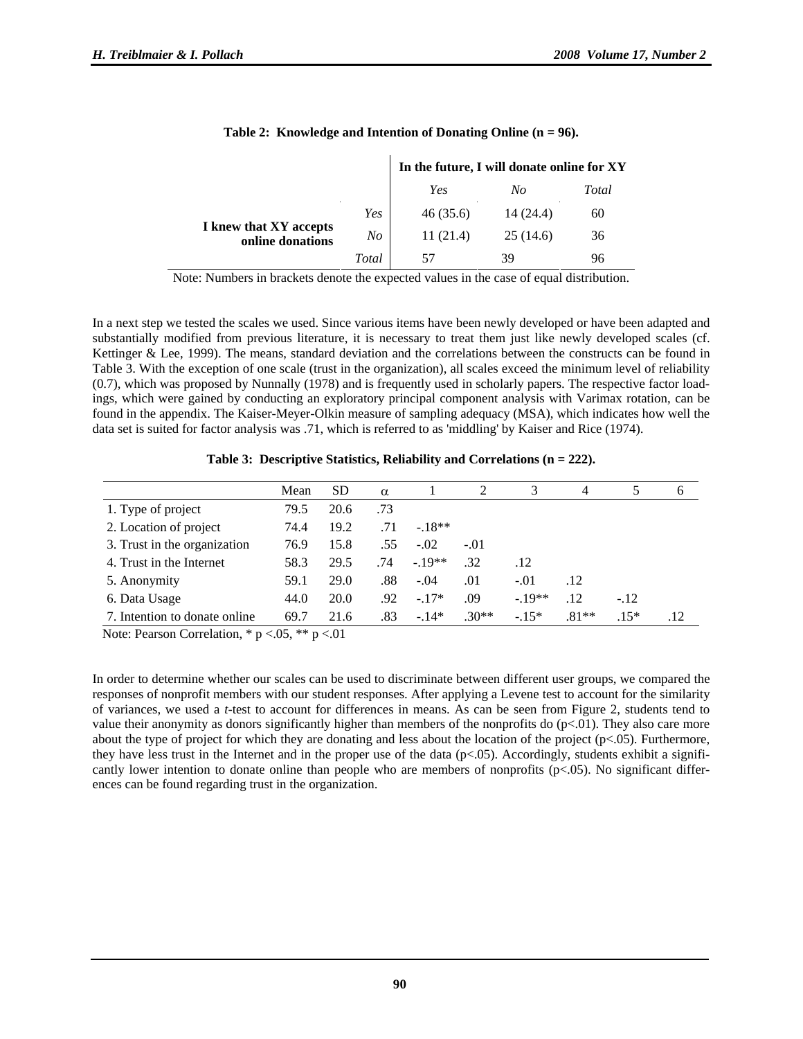**Table 2: Knowledge and Intention of Donating Online (n = 96).**

| | | In the future, I will donate online for XY | | |
|---|---|---|---|---|
| | | *Yes* | *No* | *Total* |
| **I knew that XY accepts online donations** | *Yes* | 46 (35.6) | 14 (24.4) | 60 |
| | *No* | 11 (21.4) | 25 (14.6) | 36 |
| | *Total* | 57 | 39 | 96 |

Note: Numbers in brackets denote the expected values in the case of equal distribution.

In a next step we tested the scales we used. Since various items have been newly developed or have been adapted and substantially modified from previous literature, it is necessary to treat them just like newly developed scales (cf. Kettinger & Lee, 1999). The means, standard deviation and the correlations between the constructs can be found in Table 3. With the exception of one scale (trust in the organization), all scales exceed the minimum level of reliability (0.7), which was proposed by Nunnally (1978) and is frequently used in scholarly papers. The respective factor loadings, which were gained by conducting an exploratory principal component analysis with Varimax rotation, can be found in the appendix. The Kaiser-Meyer-Olkin measure of sampling adequacy (MSA), which indicates how well the data set is suited for factor analysis was .71, which is referred to as 'middling' by Kaiser and Rice (1974).

**Table 3: Descriptive Statistics, Reliability and Correlations (n = 222).**

| | Mean | SD | α | 1 | 2 | 3 | 4 | 5 | 6 |
|---|---|---|---|---|---|---|---|---|---|
| 1. Type of project | 79.5 | 20.6 | .73 | | | | | | |
| 2. Location of project | 74.4 | 19.2 | .71 | -.18** | | | | | |
| 3. Trust in the organization | 76.9 | 15.8 | .55 | -.02 | -.01 | | | | |
| 4. Trust in the Internet | 58.3 | 29.5 | .74 | -.19** | .32 | .12 | | | |
| 5. Anonymity | 59.1 | 29.0 | .88 | -.04 | .01 | -.01 | .12 | | |
| 6. Data Usage | 44.0 | 20.0 | .92 | -.17* | .09 | -.19** | .12 | -.12 | |
| 7. Intention to donate online | 69.7 | 21.6 | .83 | -.14* | .30** | -.15* | .81** | .15* | .12 |

Note: Pearson Correlation, * $p < .05$, ** $p < .01$

In order to determine whether our scales can be used to discriminate between different user groups, we compared the responses of nonprofit members with our student responses. After applying a Levene test to account for the similarity of variances, we used a *t*-test to account for differences in means. As can be seen from Figure 2, students tend to value their anonymity as donors significantly higher than members of the nonprofits do ($p<.01$). They also care more about the type of project for which they are donating and less about the location of the project ($p<.05$). Furthermore, they have less trust in the Internet and in the proper use of the data ($p<.05$). Accordingly, students exhibit a significantly lower intention to donate online than people who are members of nonprofits ($p<.05$). No significant differences can be found regarding trust in the organization.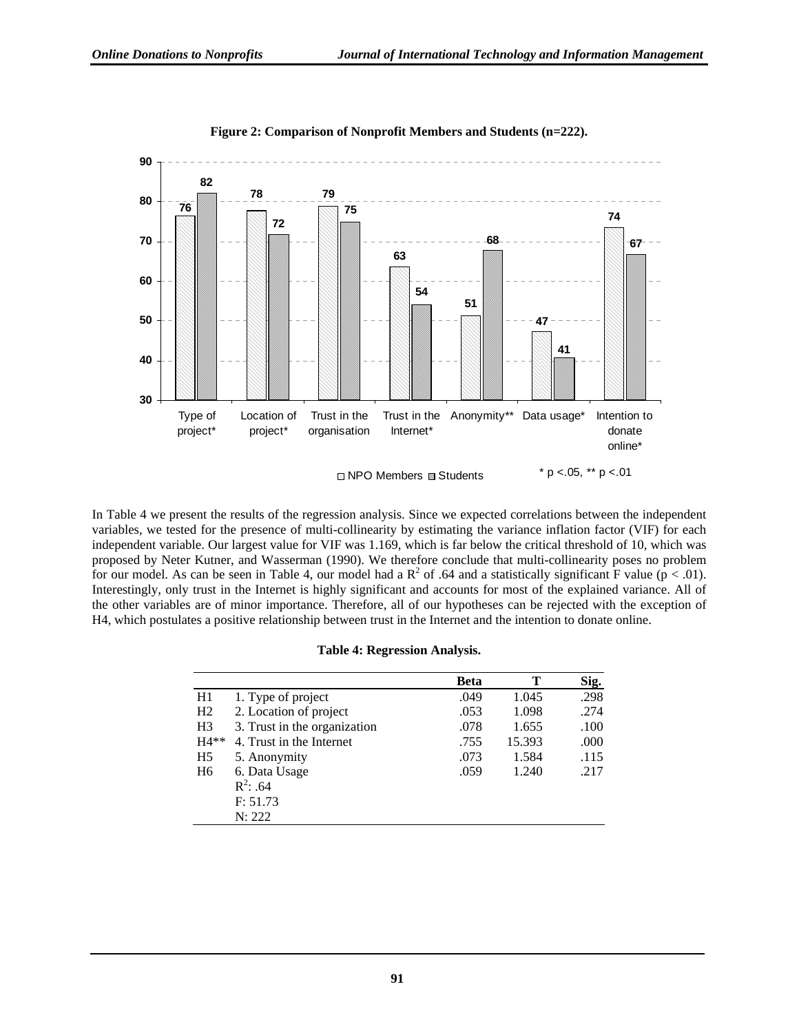**Figure 2: Comparison of Nonprofit Members and Students (n=222).**

90
80
70
60
50
40
30

76 82
78 72
79 75
63 54
51 68
47 41
74 67

Type of project*
Location of project*
Trust in the organisation
Trust in the Internet*
Anonymity**
Data usage*
Intention to donate online*

□ NPO Members ▨ Students

* p <.05, ** p <.01

In Table 4 we present the results of the regression analysis. Since we expected correlations between the independent variables, we tested for the presence of multi-collinearity by estimating the variance inflation factor (VIF) for each independent variable. Our largest value for VIF was 1.169, which is far below the critical threshold of 10, which was proposed by Neter Kutner, and Wasserman (1990). We therefore conclude that multi-collinearity poses no problem for our model. As can be seen in Table 4, our model had a $R^2$ of .64 and a statistically significant F value ($p < .01$). Interestingly, only trust in the Internet is highly significant and accounts for most of the explained variance. All of the other variables are of minor importance. Therefore, all of our hypotheses can be rejected with the exception of H4, which postulates a positive relationship between trust in the Internet and the intention to donate online.

**Table 4: Regression Analysis.**

| | | Beta | T | Sig. |
|---|---|---|---|---|
| H1 | 1. Type of project | .049 | 1.045 | .298 |
| H2 | 2. Location of project | .053 | 1.098 | .274 |
| H3 | 3. Trust in the organization | .078 | 1.655 | .100 |
| H4** | 4. Trust in the Internet | .755 | 15.393 | .000 |
| H5 | 5. Anonymity | .073 | 1.584 | .115 |
| H6 | 6. Data Usage | .059 | 1.240 | .217 |
| | $R^2$: .64 | | | |
| | F: 51.73 | | | |
| | N: 222 | | | |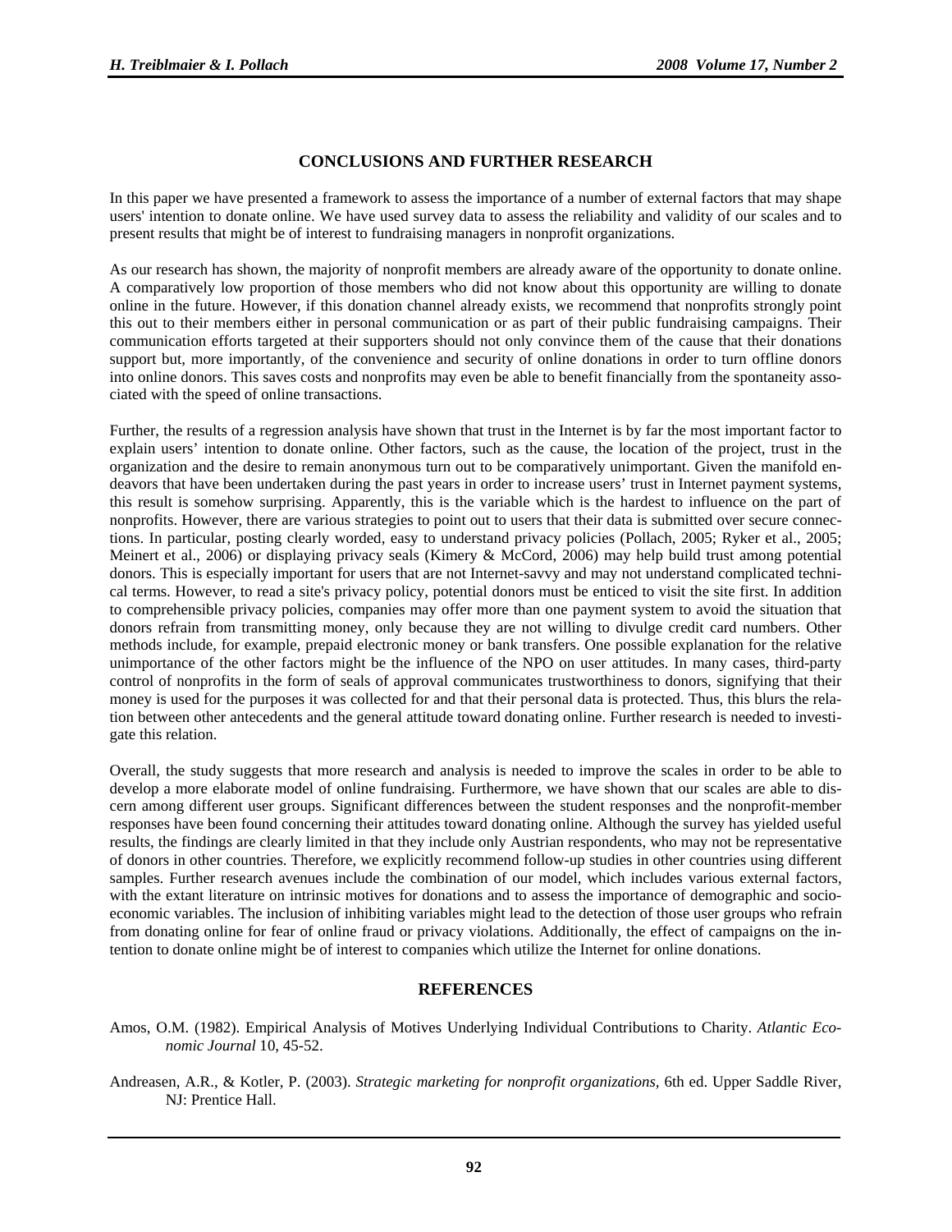## CONCLUSIONS AND FURTHER RESEARCH

In this paper we have presented a framework to assess the importance of a number of external factors that may shape users' intention to donate online. We have used survey data to assess the reliability and validity of our scales and to present results that might be of interest to fundraising managers in nonprofit organizations.

As our research has shown, the majority of nonprofit members are already aware of the opportunity to donate online. A comparatively low proportion of those members who did not know about this opportunity are willing to donate online in the future. However, if this donation channel already exists, we recommend that nonprofits strongly point this out to their members either in personal communication or as part of their public fundraising campaigns. Their communication efforts targeted at their supporters should not only convince them of the cause that their donations support but, more importantly, of the convenience and security of online donations in order to turn offline donors into online donors. This saves costs and nonprofits may even be able to benefit financially from the spontaneity associated with the speed of online transactions.

Further, the results of a regression analysis have shown that trust in the Internet is by far the most important factor to explain users' intention to donate online. Other factors, such as the cause, the location of the project, trust in the organization and the desire to remain anonymous turn out to be comparatively unimportant. Given the manifold endeavors that have been undertaken during the past years in order to increase users' trust in Internet payment systems, this result is somehow surprising. Apparently, this is the variable which is the hardest to influence on the part of nonprofits. However, there are various strategies to point out to users that their data is submitted over secure connections. In particular, posting clearly worded, easy to understand privacy policies (Pollach, 2005; Ryker et al., 2005; Meinert et al., 2006) or displaying privacy seals (Kimery & McCord, 2006) may help build trust among potential donors. This is especially important for users that are not Internet-savvy and may not understand complicated technical terms. However, to read a site's privacy policy, potential donors must be enticed to visit the site first. In addition to comprehensible privacy policies, companies may offer more than one payment system to avoid the situation that donors refrain from transmitting money, only because they are not willing to divulge credit card numbers. Other methods include, for example, prepaid electronic money or bank transfers. One possible explanation for the relative unimportance of the other factors might be the influence of the NPO on user attitudes. In many cases, third-party control of nonprofits in the form of seals of approval communicates trustworthiness to donors, signifying that their money is used for the purposes it was collected for and that their personal data is protected. Thus, this blurs the relation between other antecedents and the general attitude toward donating online. Further research is needed to investigate this relation.

Overall, the study suggests that more research and analysis is needed to improve the scales in order to be able to develop a more elaborate model of online fundraising. Furthermore, we have shown that our scales are able to discern among different user groups. Significant differences between the student responses and the nonprofit-member responses have been found concerning their attitudes toward donating online. Although the survey has yielded useful results, the findings are clearly limited in that they include only Austrian respondents, who may not be representative of donors in other countries. Therefore, we explicitly recommend follow-up studies in other countries using different samples. Further research avenues include the combination of our model, which includes various external factors, with the extant literature on intrinsic motives for donations and to assess the importance of demographic and socioeconomic variables. The inclusion of inhibiting variables might lead to the detection of those user groups who refrain from donating online for fear of online fraud or privacy violations. Additionally, the effect of campaigns on the intention to donate online might be of interest to companies which utilize the Internet for online donations.

## REFERENCES

Amos, O.M. (1982). Empirical Analysis of Motives Underlying Individual Contributions to Charity. *Atlantic Economic Journal* 10, 45-52.

Andreasen, A.R., & Kotler, P. (2003). *Strategic marketing for nonprofit organizations*, 6th ed. Upper Saddle River, NJ: Prentice Hall.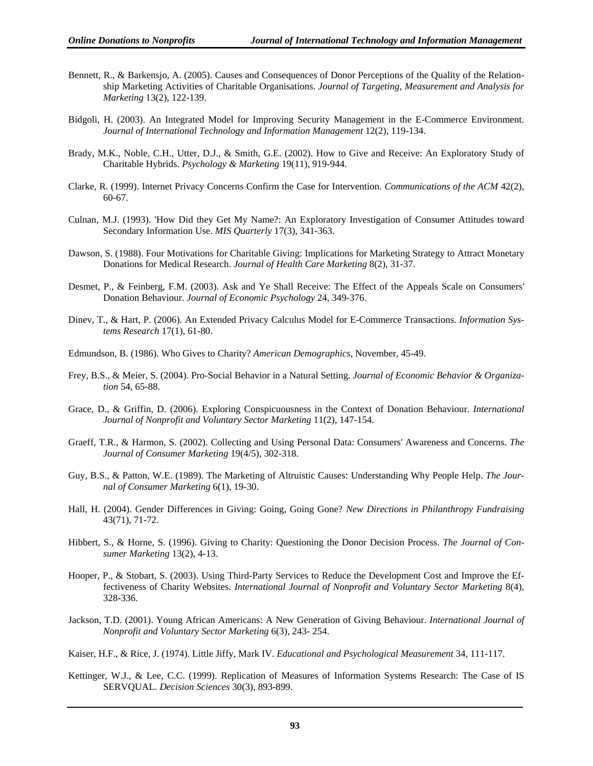Bennett, R., & Barkensjo, A. (2005). Causes and Consequences of Donor Perceptions of the Quality of the Relationship Marketing Activities of Charitable Organisations. *Journal of Targeting, Measurement and Analysis for Marketing* 13(2), 122-139.

Bidgoli, H. (2003). An Integrated Model for Improving Security Management in the E-Commerce Environment. *Journal of International Technology and Information Management* 12(2), 119-134.

Brady, M.K., Noble, C.H., Utter, D.J., & Smith, G.E. (2002). How to Give and Receive: An Exploratory Study of Charitable Hybrids. *Psychology & Marketing* 19(11), 919-944.

Clarke, R. (1999). Internet Privacy Concerns Confirm the Case for Intervention. *Communications of the ACM* 42(2), 60-67.

Culnan, M.J. (1993). 'How Did they Get My Name?: An Exploratory Investigation of Consumer Attitudes toward Secondary Information Use. *MIS Quarterly* 17(3), 341-363.

Dawson, S. (1988). Four Motivations for Charitable Giving: Implications for Marketing Strategy to Attract Monetary Donations for Medical Research. *Journal of Health Care Marketing* 8(2), 31-37.

Desmet, P., & Feinberg, F.M. (2003). Ask and Ye Shall Receive: The Effect of the Appeals Scale on Consumers' Donation Behaviour. *Journal of Economic Psychology* 24, 349-376.

Dinev, T., & Hart, P. (2006). An Extended Privacy Calculus Model for E-Commerce Transactions. *Information Systems Research* 17(1), 61-80.

Edmundson, B. (1986). Who Gives to Charity? *American Demographics*, November, 45-49.

Frey, B.S., & Meier, S. (2004). Pro-Social Behavior in a Natural Setting. *Journal of Economic Behavior & Organization* 54, 65-88.

Grace, D., & Griffin, D. (2006). Exploring Conspicuousness in the Context of Donation Behaviour. *International Journal of Nonprofit and Voluntary Sector Marketing* 11(2), 147-154.

Graeff, T.R., & Harmon, S. (2002). Collecting and Using Personal Data: Consumers' Awareness and Concerns. *The Journal of Consumer Marketing* 19(4/5), 302-318.

Guy, B.S., & Patton, W.E. (1989). The Marketing of Altruistic Causes: Understanding Why People Help. *The Journal of Consumer Marketing* 6(1), 19-30.

Hall, H. (2004). Gender Differences in Giving: Going, Going Gone? *New Directions in Philanthropy Fundraising* 43(71), 71-72.

Hibbert, S., & Horne, S. (1996). Giving to Charity: Questioning the Donor Decision Process. *The Journal of Consumer Marketing* 13(2), 4-13.

Hooper, P., & Stobart, S. (2003). Using Third-Party Services to Reduce the Development Cost and Improve the Effectiveness of Charity Websites. *International Journal of Nonprofit and Voluntary Sector Marketing* 8(4), 328-336.

Jackson, T.D. (2001). Young African Americans: A New Generation of Giving Behaviour. *International Journal of Nonprofit and Voluntary Sector Marketing* 6(3), 243- 254.

Kaiser, H.F., & Rice, J. (1974). Little Jiffy, Mark IV. *Educational and Psychological Measurement* 34, 111-117.

Kettinger, W.J., & Lee, C.C. (1999). Replication of Measures of Information Systems Research: The Case of IS SERVQUAL. *Decision Sciences* 30(3), 893-899.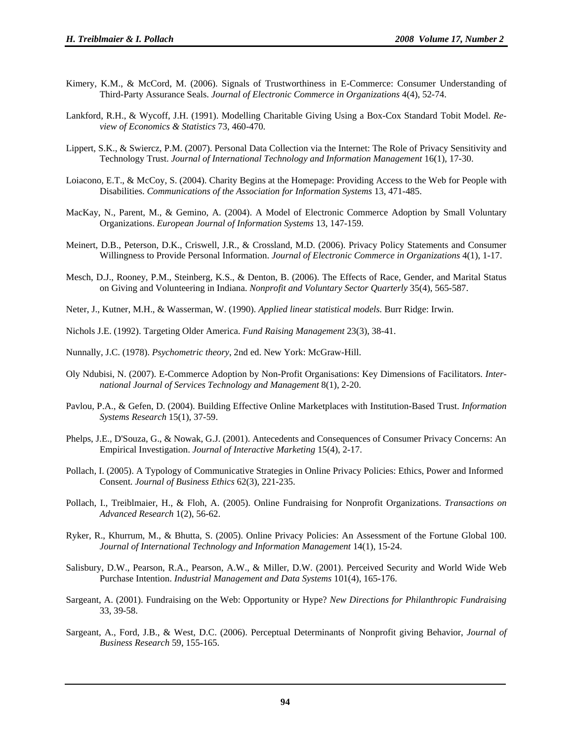Kimery, K.M., & McCord, M. (2006). Signals of Trustworthiness in E-Commerce: Consumer Understanding of Third-Party Assurance Seals. *Journal of Electronic Commerce in Organizations* 4(4), 52-74.

Lankford, R.H., & Wycoff, J.H. (1991). Modelling Charitable Giving Using a Box-Cox Standard Tobit Model. *Review of Economics & Statistics* 73, 460-470.

Lippert, S.K., & Swiercz, P.M. (2007). Personal Data Collection via the Internet: The Role of Privacy Sensitivity and Technology Trust. *Journal of International Technology and Information Management* 16(1), 17-30.

Loiacono, E.T., & McCoy, S. (2004). Charity Begins at the Homepage: Providing Access to the Web for People with Disabilities. *Communications of the Association for Information Systems* 13, 471-485.

MacKay, N., Parent, M., & Gemino, A. (2004). A Model of Electronic Commerce Adoption by Small Voluntary Organizations. *European Journal of Information Systems* 13, 147-159.

Meinert, D.B., Peterson, D.K., Criswell, J.R., & Crossland, M.D. (2006). Privacy Policy Statements and Consumer Willingness to Provide Personal Information. *Journal of Electronic Commerce in Organizations* 4(1), 1-17.

Mesch, D.J., Rooney, P.M., Steinberg, K.S., & Denton, B. (2006). The Effects of Race, Gender, and Marital Status on Giving and Volunteering in Indiana. *Nonprofit and Voluntary Sector Quarterly* 35(4), 565-587.

Neter, J., Kutner, M.H., & Wasserman, W. (1990). *Applied linear statistical models.* Burr Ridge: Irwin.

Nichols J.E. (1992). Targeting Older America. *Fund Raising Management* 23(3), 38-41.

Nunnally, J.C. (1978). *Psychometric theory*, 2nd ed. New York: McGraw-Hill.

Oly Ndubisi, N. (2007). E-Commerce Adoption by Non-Profit Organisations: Key Dimensions of Facilitators. *International Journal of Services Technology and Management* 8(1), 2-20.

Pavlou, P.A., & Gefen, D. (2004). Building Effective Online Marketplaces with Institution-Based Trust. *Information Systems Research* 15(1), 37-59.

Phelps, J.E., D'Souza, G., & Nowak, G.J. (2001). Antecedents and Consequences of Consumer Privacy Concerns: An Empirical Investigation. *Journal of Interactive Marketing* 15(4), 2-17.

Pollach, I. (2005). A Typology of Communicative Strategies in Online Privacy Policies: Ethics, Power and Informed Consent. *Journal of Business Ethics* 62(3), 221-235.

Pollach, I., Treiblmaier, H., & Floh, A. (2005). Online Fundraising for Nonprofit Organizations. *Transactions on Advanced Research* 1(2), 56-62.

Ryker, R., Khurrum, M., & Bhutta, S. (2005). Online Privacy Policies: An Assessment of the Fortune Global 100. *Journal of International Technology and Information Management* 14(1), 15-24.

Salisbury, D.W., Pearson, R.A., Pearson, A.W., & Miller, D.W. (2001). Perceived Security and World Wide Web Purchase Intention. *Industrial Management and Data Systems* 101(4), 165-176.

Sargeant, A. (2001). Fundraising on the Web: Opportunity or Hype? *New Directions for Philanthropic Fundraising* 33, 39-58.

Sargeant, A., Ford, J.B., & West, D.C. (2006). Perceptual Determinants of Nonprofit giving Behavior, *Journal of Business Research* 59, 155-165.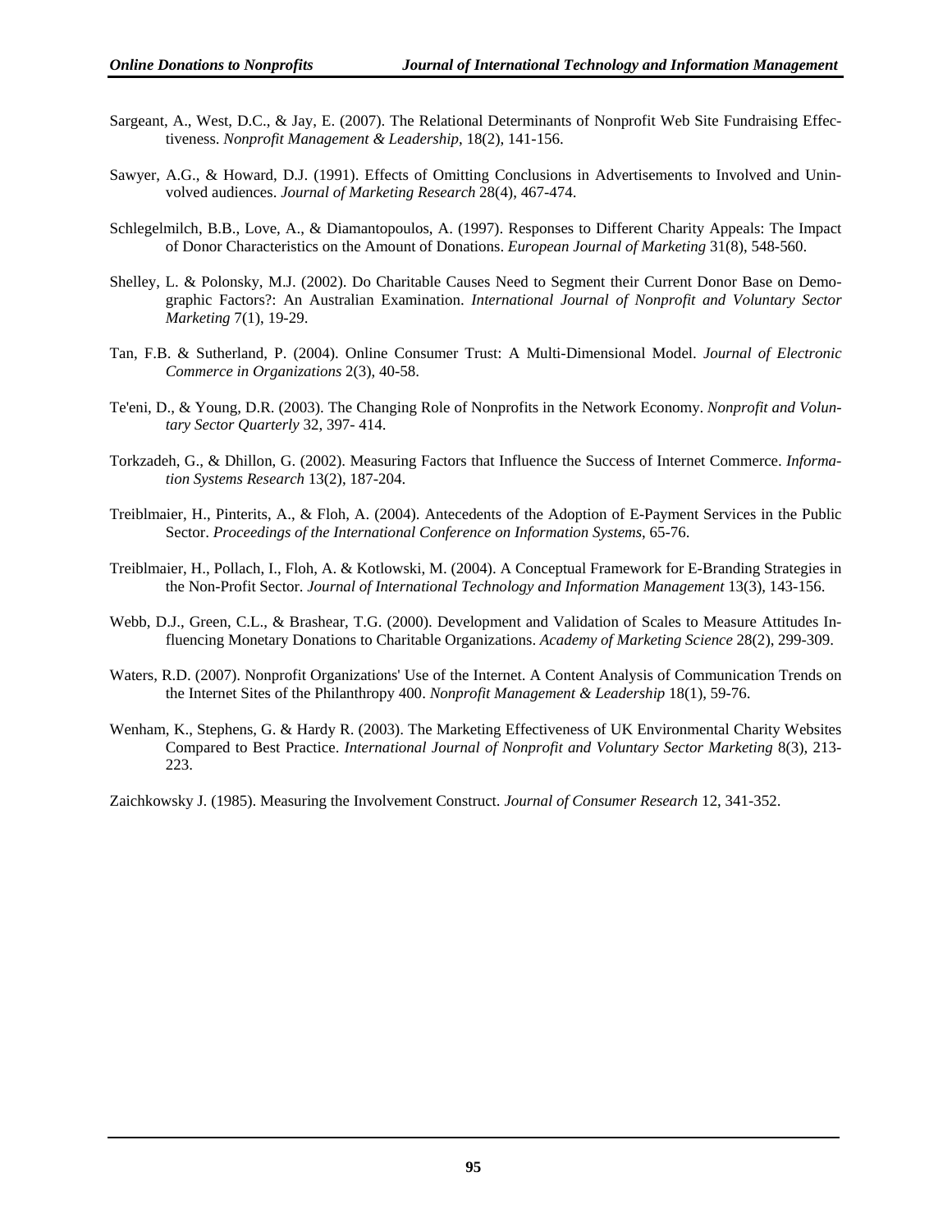Sargeant, A., West, D.C., & Jay, E. (2007). The Relational Determinants of Nonprofit Web Site Fundraising Effectiveness. *Nonprofit Management & Leadership*, 18(2), 141-156.

Sawyer, A.G., & Howard, D.J. (1991). Effects of Omitting Conclusions in Advertisements to Involved and Uninvolved audiences. *Journal of Marketing Research* 28(4), 467-474.

Schlegelmilch, B.B., Love, A., & Diamantopoulos, A. (1997). Responses to Different Charity Appeals: The Impact of Donor Characteristics on the Amount of Donations. *European Journal of Marketing* 31(8), 548-560.

Shelley, L. & Polonsky, M.J. (2002). Do Charitable Causes Need to Segment their Current Donor Base on Demographic Factors?: An Australian Examination. *International Journal of Nonprofit and Voluntary Sector Marketing* 7(1), 19-29.

Tan, F.B. & Sutherland, P. (2004). Online Consumer Trust: A Multi-Dimensional Model. *Journal of Electronic Commerce in Organizations* 2(3), 40-58.

Te'eni, D., & Young, D.R. (2003). The Changing Role of Nonprofits in the Network Economy. *Nonprofit and Voluntary Sector Quarterly* 32, 397- 414.

Torkzadeh, G., & Dhillon, G. (2002). Measuring Factors that Influence the Success of Internet Commerce. *Information Systems Research* 13(2), 187-204.

Treiblmaier, H., Pinterits, A., & Floh, A. (2004). Antecedents of the Adoption of E-Payment Services in the Public Sector. *Proceedings of the International Conference on Information Systems*, 65-76.

Treiblmaier, H., Pollach, I., Floh, A. & Kotlowski, M. (2004). A Conceptual Framework for E-Branding Strategies in the Non-Profit Sector. *Journal of International Technology and Information Management* 13(3), 143-156.

Webb, D.J., Green, C.L., & Brashear, T.G. (2000). Development and Validation of Scales to Measure Attitudes Influencing Monetary Donations to Charitable Organizations. *Academy of Marketing Science* 28(2), 299-309.

Waters, R.D. (2007). Nonprofit Organizations' Use of the Internet. A Content Analysis of Communication Trends on the Internet Sites of the Philanthropy 400. *Nonprofit Management & Leadership* 18(1), 59-76.

Wenham, K., Stephens, G. & Hardy R. (2003). The Marketing Effectiveness of UK Environmental Charity Websites Compared to Best Practice. *International Journal of Nonprofit and Voluntary Sector Marketing* 8(3), 213-223.

Zaichkowsky J. (1985). Measuring the Involvement Construct. *Journal of Consumer Research* 12, 341-352.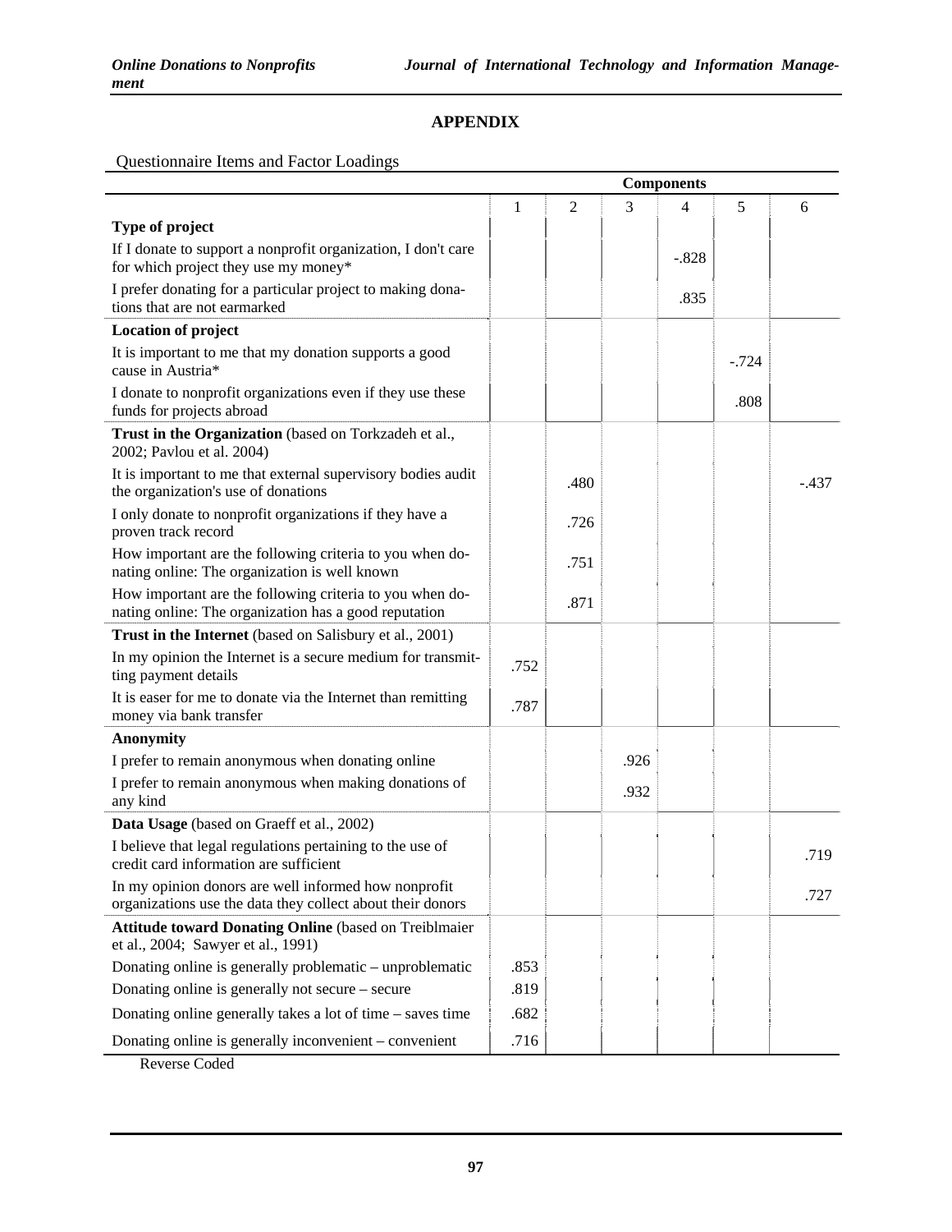## APPENDIX

Questionnaire Items and Factor Loadings

| | Components | | | | | |
|---|---|---|---|---|---|---|
| | 1 | 2 | 3 | 4 | 5 | 6 |
| **Type of project** | | | | | | |
| If I donate to support a nonprofit organization, I don't care for which project they use my money* | | | | -.828 | | |
| I prefer donating for a particular project to making donations that are not earmarked | | | | .835 | | |
| **Location of project** | | | | | | |
| It is important to me that my donation supports a good cause in Austria* | | | | | -.724 | |
| I donate to nonprofit organizations even if they use these funds for projects abroad | | | | | .808 | |
| **Trust in the Organization** (based on Torkzadeh et al., 2002; Pavlou et al. 2004) | | | | | | |
| It is important to me that external supervisory bodies audit the organization's use of donations | | .480 | | | | -.437 |
| I only donate to nonprofit organizations if they have a proven track record | | .726 | | | | |
| How important are the following criteria to you when donating online: The organization is well known | | .751 | | | | |
| How important are the following criteria to you when donating online: The organization has a good reputation | | .871 | | | | |
| **Trust in the Internet** (based on Salisbury et al., 2001) | | | | | | |
| In my opinion the Internet is a secure medium for transmitting payment details | .752 | | | | | |
| It is easer for me to donate via the Internet than remitting money via bank transfer | .787 | | | | | |
| **Anonymity** | | | | | | |
| I prefer to remain anonymous when donating online | | | .926 | | | |
| I prefer to remain anonymous when making donations of any kind | | | .932 | | | |
| **Data Usage** (based on Graeff et al., 2002) | | | | | | |
| I believe that legal regulations pertaining to the use of credit card information are sufficient | | | | | | .719 |
| In my opinion donors are well informed how nonprofit organizations use the data they collect about their donors | | | | | | .727 |
| **Attitude toward Donating Online** (based on Treiblmaier et al., 2004; Sawyer et al., 1991) | | | | | | |
| Donating online is generally problematic – unproblematic | .853 | | | | | |
| Donating online is generally not secure – secure | .819 | | | | | |
| Donating online generally takes a lot of time – saves time | .682 | | | | | |
| Donating online is generally inconvenient – convenient | .716 | | | | | |

Reverse Coded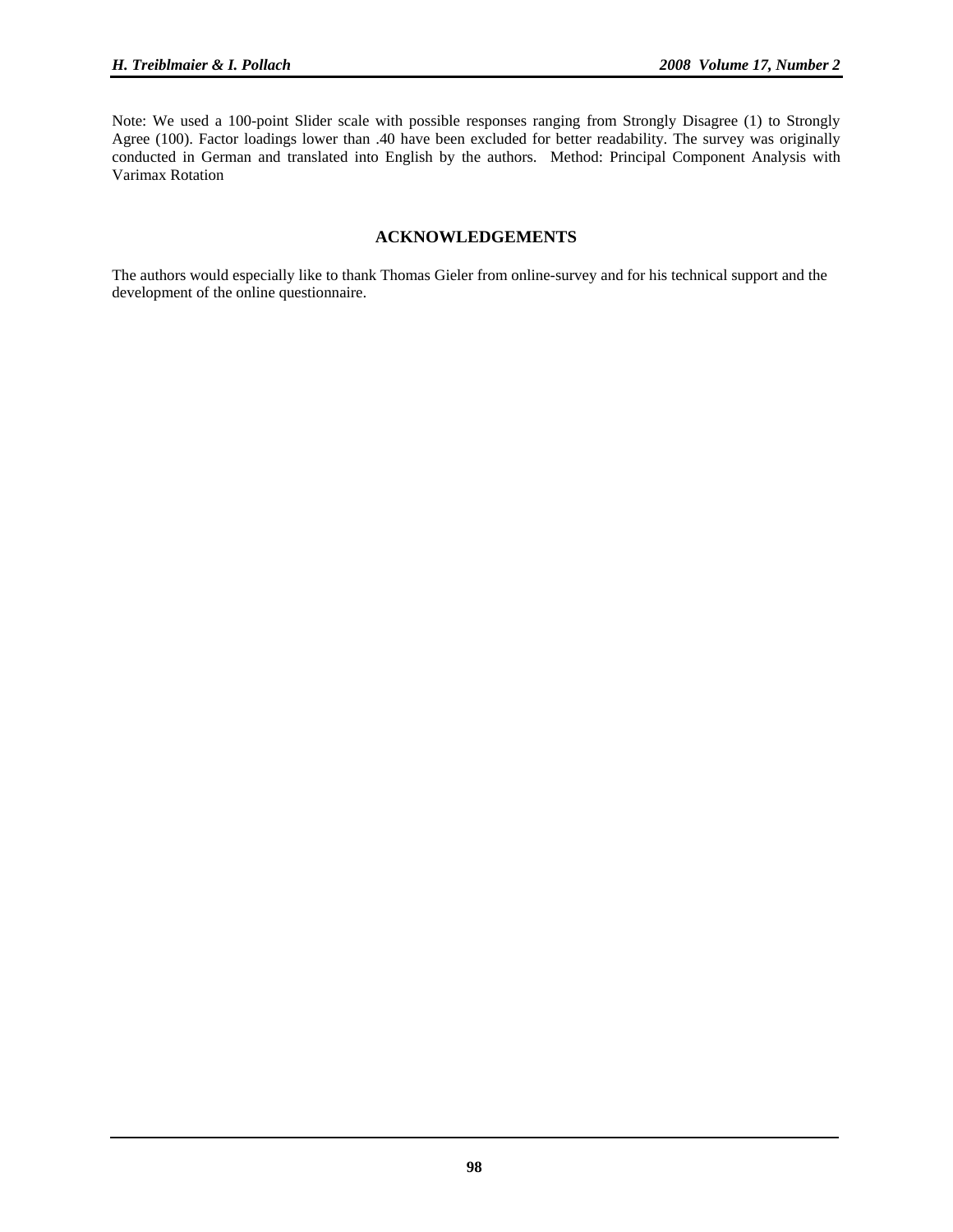Note: We used a 100-point Slider scale with possible responses ranging from Strongly Disagree (1) to Strongly Agree (100). Factor loadings lower than .40 have been excluded for better readability. The survey was originally conducted in German and translated into English by the authors. Method: Principal Component Analysis with Varimax Rotation

## ACKNOWLEDGEMENTS

The authors would especially like to thank Thomas Gieler from online-survey and for his technical support and the development of the online questionnaire.